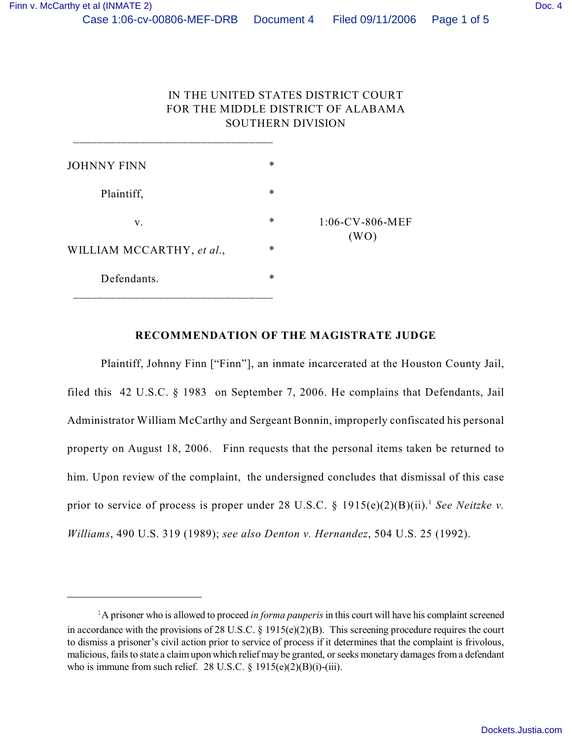IN THE UNITED STATES DISTRICT COURT
FOR THE MIDDLE DISTRICT OF ALABAMA
SOUTHERN DIVISION

| | | |
|---|---|---|
| JOHNNY FINN | * | |
| Plaintiff, | * | |
| v. | * | 1:06-CV-806-MEF (WO) |
| WILLIAM MCCARTHY, *et al*., | * | |
| Defendants. | * | |

## RECOMMENDATION OF THE MAGISTRATE JUDGE

Plaintiff, Johnny Finn ["Finn"], an inmate incarcerated at the Houston County Jail, filed this 42 U.S.C. § 1983 on September 7, 2006. He complains that Defendants, Jail Administrator William McCarthy and Sergeant Bonnin, improperly confiscated his personal property on August 18, 2006. Finn requests that the personal items taken be returned to him. Upon review of the complaint, the undersigned concludes that dismissal of this case prior to service of process is proper under 28 U.S.C. § 1915(e)(2)(B)(ii).[1] *See Neitzke v. Williams*, 490 U.S. 319 (1989); *see also Denton v. Hernandez*, 504 U.S. 25 (1992).

---

[1] A prisoner who is allowed to proceed *in forma pauperis* in this court will have his complaint screened in accordance with the provisions of 28 U.S.C. § 1915(e)(2)(B). This screening procedure requires the court to dismiss a prisoner's civil action prior to service of process if it determines that the complaint is frivolous, malicious, fails to state a claim upon which relief may be granted, or seeks monetary damages from a defendant who is immune from such relief. 28 U.S.C. § 1915(e)(2)(B)(i)-(iii).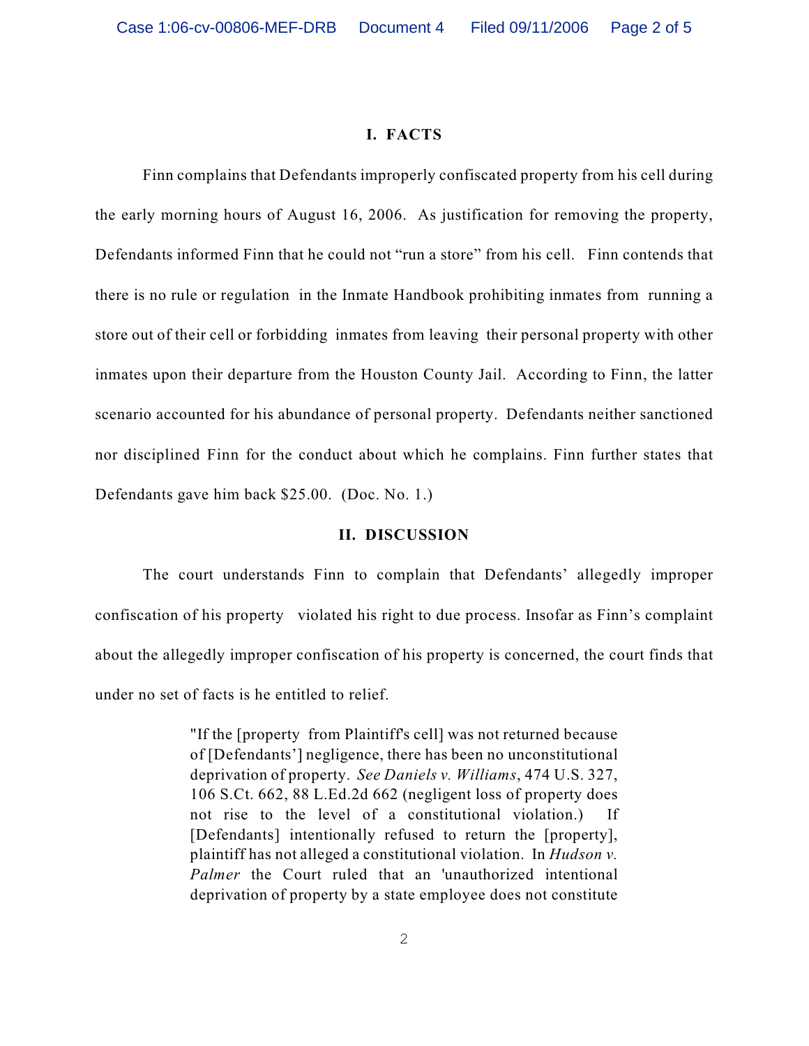## I. FACTS

Finn complains that Defendants improperly confiscated property from his cell during the early morning hours of August 16, 2006. As justification for removing the property, Defendants informed Finn that he could not "run a store" from his cell. Finn contends that there is no rule or regulation in the Inmate Handbook prohibiting inmates from running a store out of their cell or forbidding inmates from leaving their personal property with other inmates upon their departure from the Houston County Jail. According to Finn, the latter scenario accounted for his abundance of personal property. Defendants neither sanctioned nor disciplined Finn for the conduct about which he complains. Finn further states that Defendants gave him back $25.00. (Doc. No. 1.)

## II. DISCUSSION

The court understands Finn to complain that Defendants' allegedly improper confiscation of his property violated his right to due process. Insofar as Finn's complaint about the allegedly improper confiscation of his property is concerned, the court finds that under no set of facts is he entitled to relief.

> "If the [property from Plaintiff's cell] was not returned because of [Defendants'] negligence, there has been no unconstitutional deprivation of property. *See Daniels v. Williams*, 474 U.S. 327, 106 S.Ct. 662, 88 L.Ed.2d 662 (negligent loss of property does not rise to the level of a constitutional violation.) If [Defendants] intentionally refused to return the [property], plaintiff has not alleged a constitutional violation. In *Hudson v. Palmer* the Court ruled that an 'unauthorized intentional deprivation of property by a state employee does not constitute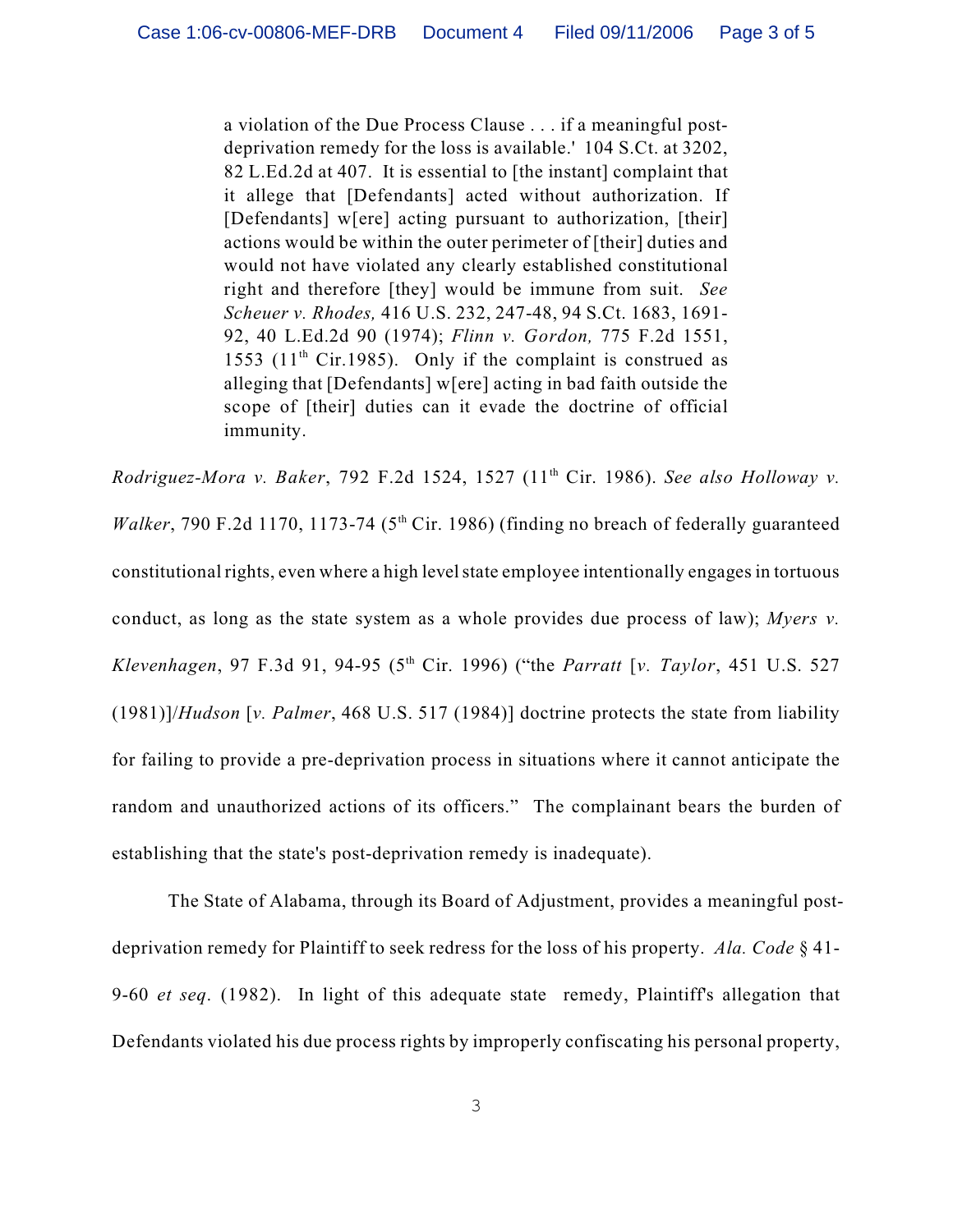> a violation of the Due Process Clause . . . if a meaningful post-deprivation remedy for the loss is available.' 104 S.Ct. at 3202, 82 L.Ed.2d at 407. It is essential to [the instant] complaint that it allege that [Defendants] acted without authorization. If [Defendants] w[ere] acting pursuant to authorization, [their] actions would be within the outer perimeter of [their] duties and would not have violated any clearly established constitutional right and therefore [they] would be immune from suit. *See Scheuer v. Rhodes,* 416 U.S. 232, 247-48, 94 S.Ct. 1683, 1691-92, 40 L.Ed.2d 90 (1974); *Flinn v. Gordon,* 775 F.2d 1551, 1553 (11th Cir.1985). Only if the complaint is construed as alleging that [Defendants] w[ere] acting in bad faith outside the scope of [their] duties can it evade the doctrine of official immunity.

*Rodriguez-Mora v. Baker*, 792 F.2d 1524, 1527 (11th Cir. 1986). *See also Holloway v. Walker*, 790 F.2d 1170, 1173-74 (5th Cir. 1986) (finding no breach of federally guaranteed constitutional rights, even where a high level state employee intentionally engages in tortuous conduct, as long as the state system as a whole provides due process of law); *Myers v. Klevenhagen*, 97 F.3d 91, 94-95 (5th Cir. 1996) ("the *Parratt* [*v. Taylor*, 451 U.S. 527 (1981)]/*Hudson* [*v. Palmer*, 468 U.S. 517 (1984)] doctrine protects the state from liability for failing to provide a pre-deprivation process in situations where it cannot anticipate the random and unauthorized actions of its officers." The complainant bears the burden of establishing that the state's post-deprivation remedy is inadequate).

The State of Alabama, through its Board of Adjustment, provides a meaningful post-deprivation remedy for Plaintiff to seek redress for the loss of his property. *Ala. Code* § 41-9-60 *et seq*. (1982). In light of this adequate state remedy, Plaintiff's allegation that Defendants violated his due process rights by improperly confiscating his personal property,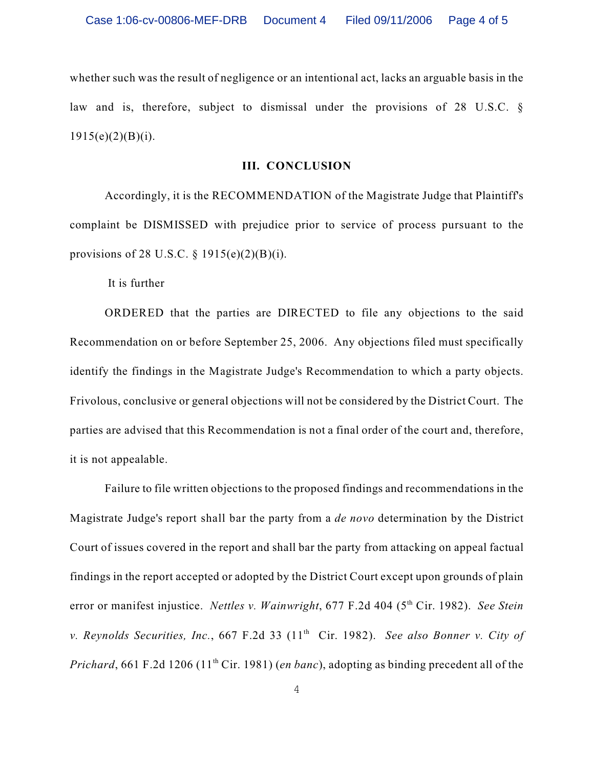whether such was the result of negligence or an intentional act, lacks an arguable basis in the law and is, therefore, subject to dismissal under the provisions of 28 U.S.C. § 1915(e)(2)(B)(i).

### III. CONCLUSION

Accordingly, it is the RECOMMENDATION of the Magistrate Judge that Plaintiff's complaint be DISMISSED with prejudice prior to service of process pursuant to the provisions of 28 U.S.C. § 1915(e)(2)(B)(i).

It is further

ORDERED that the parties are DIRECTED to file any objections to the said Recommendation on or before September 25, 2006. Any objections filed must specifically identify the findings in the Magistrate Judge's Recommendation to which a party objects. Frivolous, conclusive or general objections will not be considered by the District Court. The parties are advised that this Recommendation is not a final order of the court and, therefore, it is not appealable.

Failure to file written objections to the proposed findings and recommendations in the Magistrate Judge's report shall bar the party from a *de novo* determination by the District Court of issues covered in the report and shall bar the party from attacking on appeal factual findings in the report accepted or adopted by the District Court except upon grounds of plain error or manifest injustice. *Nettles v. Wainwright*, 677 F.2d 404 (5th Cir. 1982). *See Stein v. Reynolds Securities, Inc.*, 667 F.2d 33 (11th Cir. 1982). *See also Bonner v. City of Prichard*, 661 F.2d 1206 (11th Cir. 1981) (*en banc*), adopting as binding precedent all of the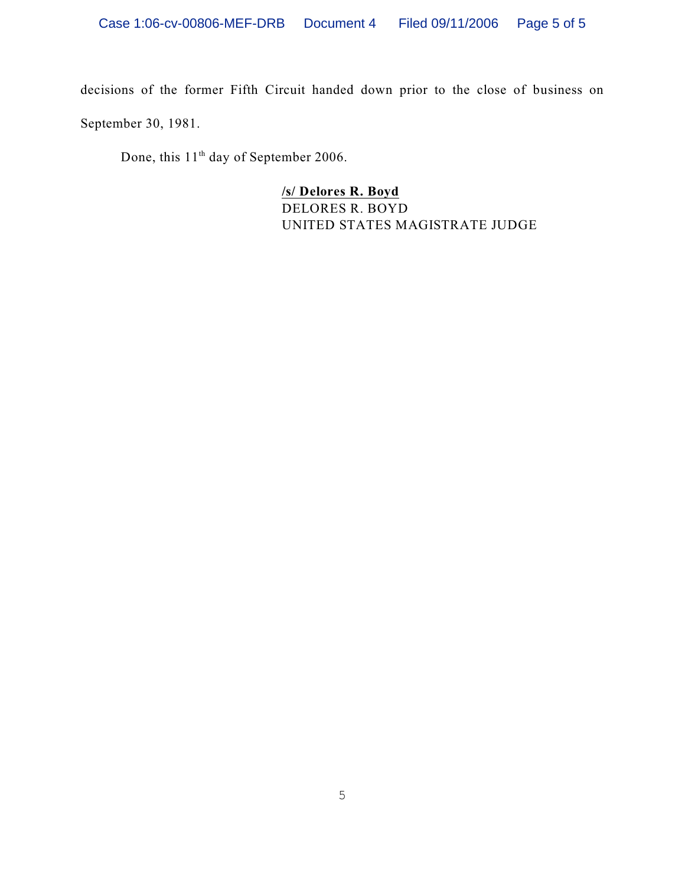decisions of the former Fifth Circuit handed down prior to the close of business on September 30, 1981.

Done, this 11th day of September 2006.

**/s/ Delores R. Boyd**
DELORES R. BOYD
UNITED STATES MAGISTRATE JUDGE